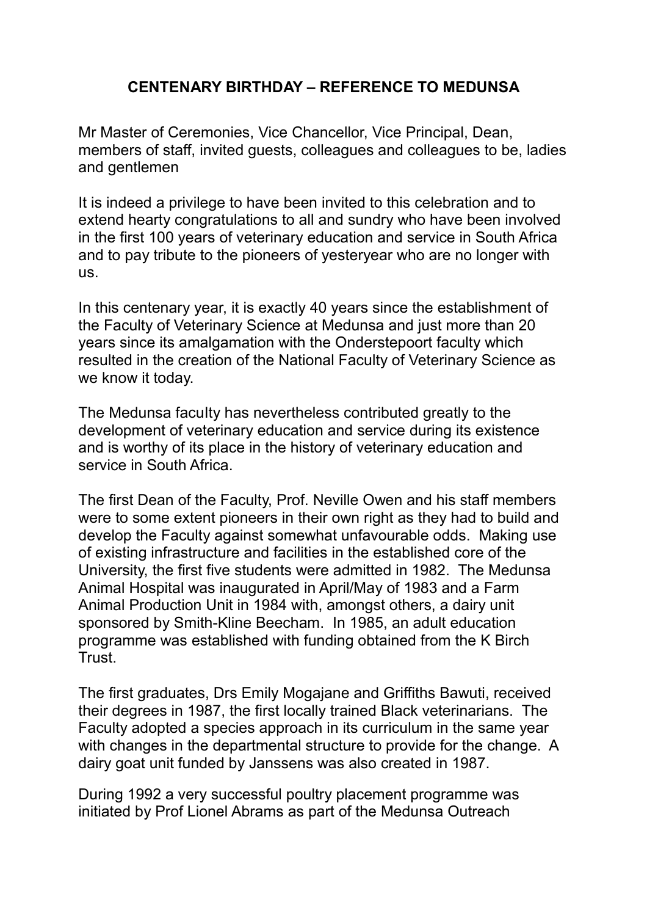# CENTENARY BIRTHDAY – REFERENCE TO MEDUNSA

Mr Master of Ceremonies, Vice Chancellor, Vice Principal, Dean, members of staff, invited guests, colleagues and colleagues to be, ladies and gentlemen

It is indeed a privilege to have been invited to this celebration and to extend hearty congratulations to all and sundry who have been involved in the first 100 years of veterinary education and service in South Africa and to pay tribute to the pioneers of yesteryear who are no longer with us.

In this centenary year, it is exactly 40 years since the establishment of the Faculty of Veterinary Science at Medunsa and just more than 20 years since its amalgamation with the Onderstepoort faculty which resulted in the creation of the National Faculty of Veterinary Science as we know it today.

The Medunsa faculty has nevertheless contributed greatly to the development of veterinary education and service during its existence and is worthy of its place in the history of veterinary education and service in South Africa.

The first Dean of the Faculty, Prof. Neville Owen and his staff members were to some extent pioneers in their own right as they had to build and develop the Faculty against somewhat unfavourable odds. Making use of existing infrastructure and facilities in the established core of the University, the first five students were admitted in 1982. The Medunsa Animal Hospital was inaugurated in April/May of 1983 and a Farm Animal Production Unit in 1984 with, amongst others, a dairy unit sponsored by Smith-Kline Beecham. In 1985, an adult education programme was established with funding obtained from the K Birch Trust.

The first graduates, Drs Emily Mogajane and Griffiths Bawuti, received their degrees in 1987, the first locally trained Black veterinarians. The Faculty adopted a species approach in its curriculum in the same year with changes in the departmental structure to provide for the change. A dairy goat unit funded by Janssens was also created in 1987.

During 1992 a very successful poultry placement programme was initiated by Prof Lionel Abrams as part of the Medunsa Outreach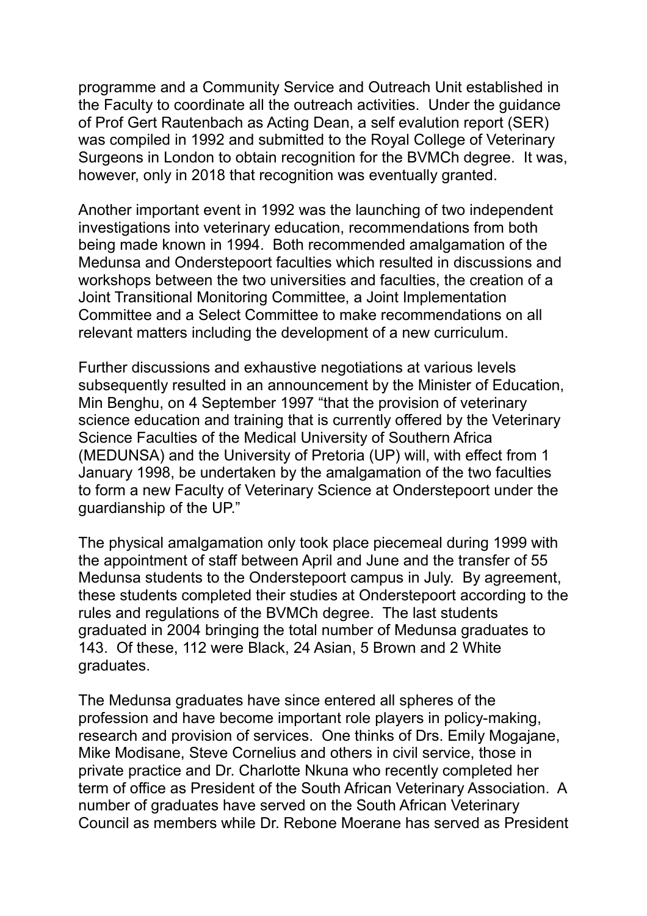programme and a Community Service and Outreach Unit established in the Faculty to coordinate all the outreach activities. Under the guidance of Prof Gert Rautenbach as Acting Dean, a self evalution report (SER) was compiled in 1992 and submitted to the Royal College of Veterinary Surgeons in London to obtain recognition for the BVMCh degree. It was, however, only in 2018 that recognition was eventually granted.

Another important event in 1992 was the launching of two independent investigations into veterinary education, recommendations from both being made known in 1994. Both recommended amalgamation of the Medunsa and Onderstepoort faculties which resulted in discussions and workshops between the two universities and faculties, the creation of a Joint Transitional Monitoring Committee, a Joint Implementation Committee and a Select Committee to make recommendations on all relevant matters including the development of a new curriculum.

Further discussions and exhaustive negotiations at various levels subsequently resulted in an announcement by the Minister of Education, Min Benghu, on 4 September 1997 "that the provision of veterinary science education and training that is currently offered by the Veterinary Science Faculties of the Medical University of Southern Africa (MEDUNSA) and the University of Pretoria (UP) will, with effect from 1 January 1998, be undertaken by the amalgamation of the two faculties to form a new Faculty of Veterinary Science at Onderstepoort under the guardianship of the UP."

The physical amalgamation only took place piecemeal during 1999 with the appointment of staff between April and June and the transfer of 55 Medunsa students to the Onderstepoort campus in July. By agreement, these students completed their studies at Onderstepoort according to the rules and regulations of the BVMCh degree. The last students graduated in 2004 bringing the total number of Medunsa graduates to 143. Of these, 112 were Black, 24 Asian, 5 Brown and 2 White graduates.

The Medunsa graduates have since entered all spheres of the profession and have become important role players in policy-making, research and provision of services. One thinks of Drs. Emily Mogajane, Mike Modisane, Steve Cornelius and others in civil service, those in private practice and Dr. Charlotte Nkuna who recently completed her term of office as President of the South African Veterinary Association. A number of graduates have served on the South African Veterinary Council as members while Dr. Rebone Moerane has served as President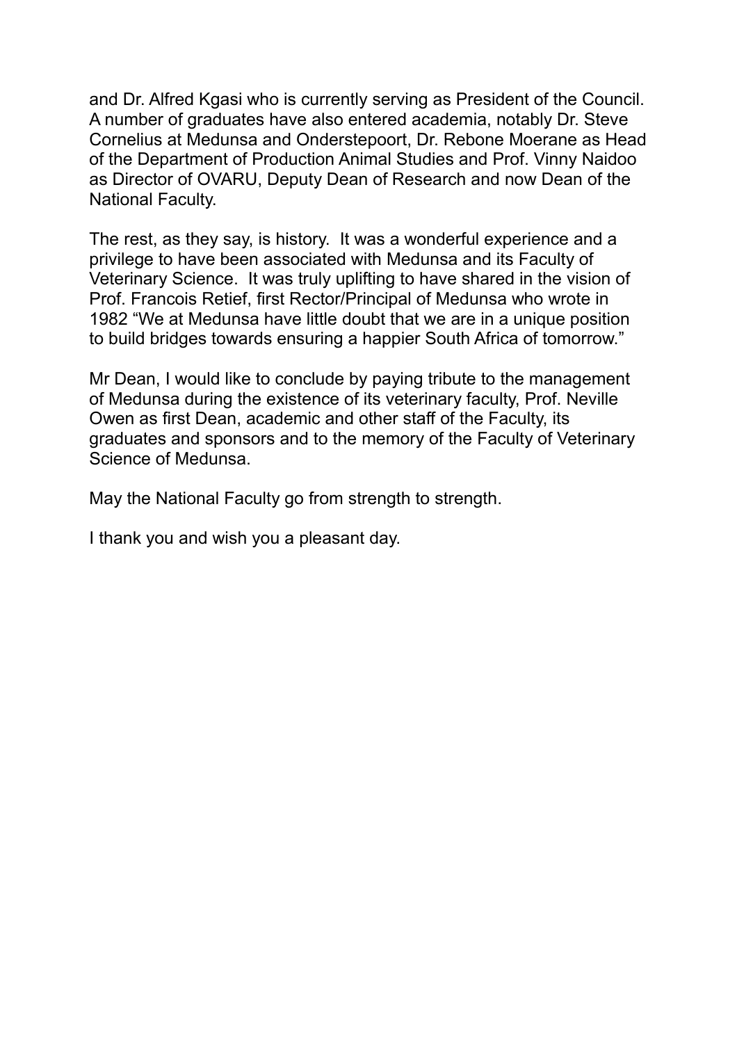and Dr. Alfred Kgasi who is currently serving as President of the Council. A number of graduates have also entered academia, notably Dr. Steve Cornelius at Medunsa and Onderstepoort, Dr. Rebone Moerane as Head of the Department of Production Animal Studies and Prof. Vinny Naidoo as Director of OVARU, Deputy Dean of Research and now Dean of the National Faculty.

The rest, as they say, is history. It was a wonderful experience and a privilege to have been associated with Medunsa and its Faculty of Veterinary Science. It was truly uplifting to have shared in the vision of Prof. Francois Retief, first Rector/Principal of Medunsa who wrote in 1982 "We at Medunsa have little doubt that we are in a unique position to build bridges towards ensuring a happier South Africa of tomorrow."

Mr Dean, I would like to conclude by paying tribute to the management of Medunsa during the existence of its veterinary faculty, Prof. Neville Owen as first Dean, academic and other staff of the Faculty, its graduates and sponsors and to the memory of the Faculty of Veterinary Science of Medunsa.

May the National Faculty go from strength to strength.

I thank you and wish you a pleasant day.